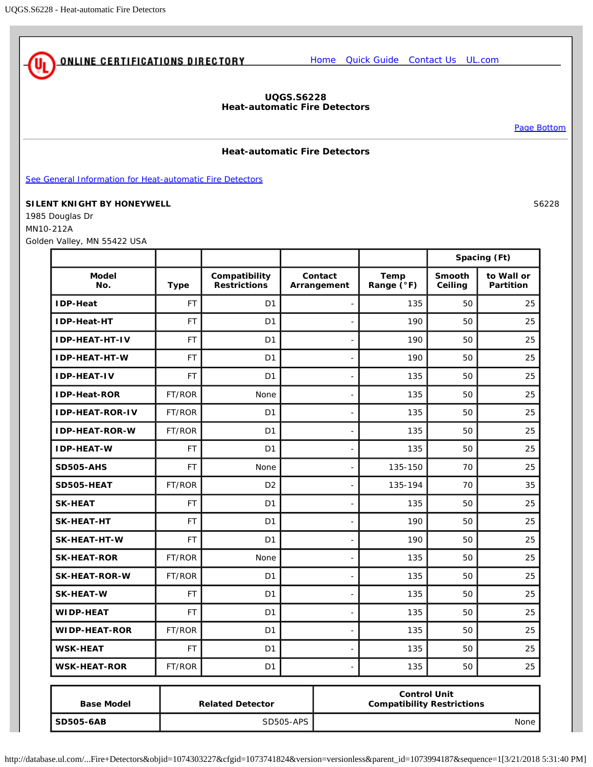ONLINE CERTIFICATIONS DIRECTORY

Home Quick Guide Contact Us UL.com

# UQGS.S6228
# Heat-automatic Fire Detectors

Page Bottom

## Heat-automatic Fire Detectors

See General Information for Heat-automatic Fire Detectors

**SILENT KNIGHT BY HONEYWELL** S6228
1985 Douglas Dr
MN10-212A
Golden Valley, MN 55422 USA

| | | | | | Spacing (Ft) | |
|---|---|---|---|---|---|---|
| **Model No.** | **Type** | **Compatibility Restrictions** | **Contact Arrangement** | **Temp Range (°F)** | **Smooth Ceiling** | **to Wall or Partition** |
| **IDP-Heat** | FT | D1 | - | 135 | 50 | 25 |
| **IDP-Heat-HT** | FT | D1 | - | 190 | 50 | 25 |
| **IDP-HEAT-HT-IV** | FT | D1 | - | 190 | 50 | 25 |
| **IDP-HEAT-HT-W** | FT | D1 | - | 190 | 50 | 25 |
| **IDP-HEAT-IV** | FT | D1 | - | 135 | 50 | 25 |
| **IDP-Heat-ROR** | FT/ROR | None | - | 135 | 50 | 25 |
| **IDP-HEAT-ROR-IV** | FT/ROR | D1 | - | 135 | 50 | 25 |
| **IDP-HEAT-ROR-W** | FT/ROR | D1 | - | 135 | 50 | 25 |
| **IDP-HEAT-W** | FT | D1 | - | 135 | 50 | 25 |
| **SD505-AHS** | FT | None | - | 135-150 | 70 | 25 |
| **SD505-HEAT** | FT/ROR | D2 | - | 135-194 | 70 | 35 |
| **SK-HEAT** | FT | D1 | - | 135 | 50 | 25 |
| **SK-HEAT-HT** | FT | D1 | - | 190 | 50 | 25 |
| **SK-HEAT-HT-W** | FT | D1 | - | 190 | 50 | 25 |
| **SK-HEAT-ROR** | FT/ROR | None | - | 135 | 50 | 25 |
| **SK-HEAT-ROR-W** | FT/ROR | D1 | - | 135 | 50 | 25 |
| **SK-HEAT-W** | FT | D1 | - | 135 | 50 | 25 |
| **WIDP-HEAT** | FT | D1 | - | 135 | 50 | 25 |
| **WIDP-HEAT-ROR** | FT/ROR | D1 | - | 135 | 50 | 25 |
| **WSK-HEAT** | FT | D1 | - | 135 | 50 | 25 |
| **WSK-HEAT-ROR** | FT/ROR | D1 | - | 135 | 50 | 25 |

| **Base Model** | **Related Detector** | **Control Unit Compatibility Restrictions** |
|---|---|---|
| **SD505-6AB** | SD505-APS | None |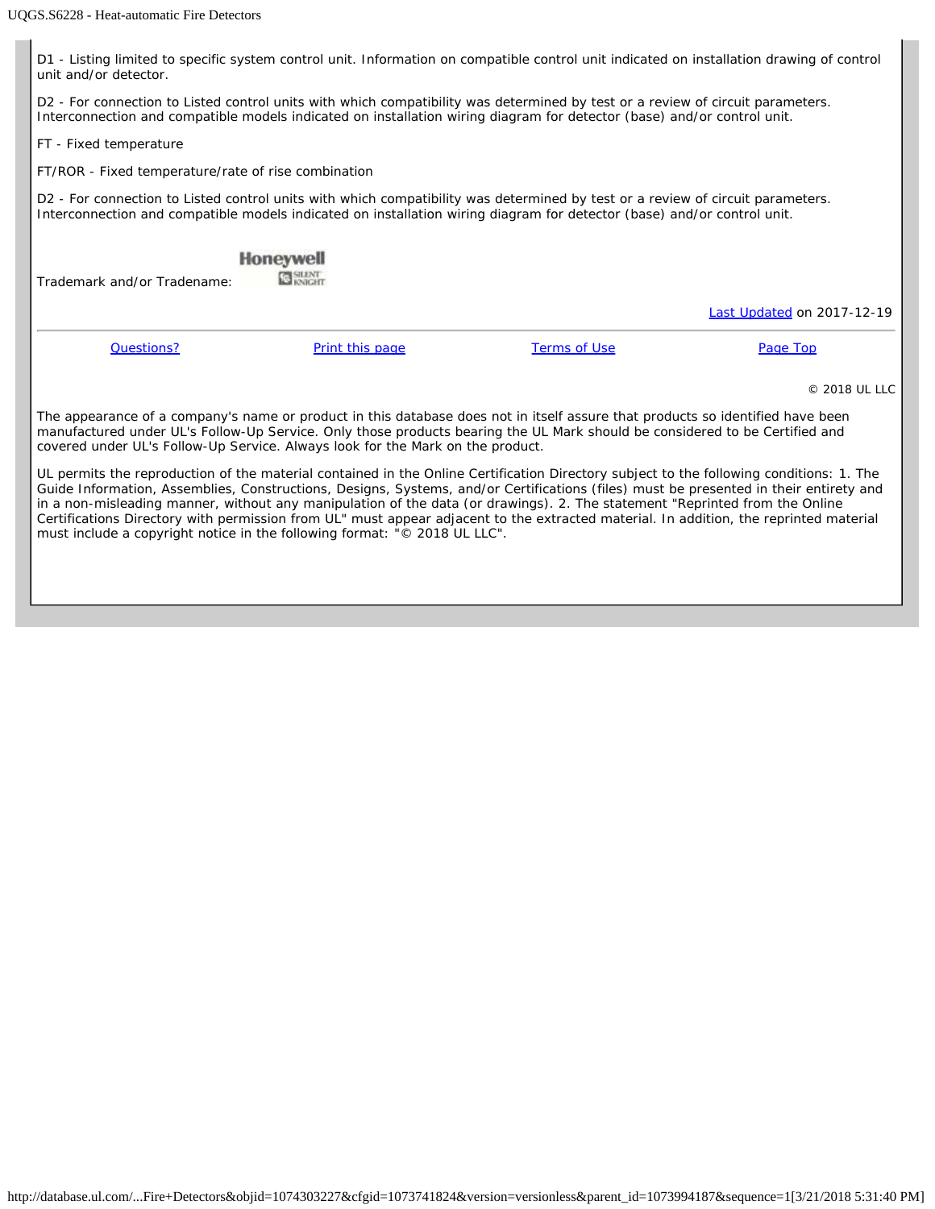D1 - Listing limited to specific system control unit. Information on compatible control unit indicated on installation drawing of control unit and/or detector.

D2 - For connection to Listed control units with which compatibility was determined by test or a review of circuit parameters. Interconnection and compatible models indicated on installation wiring diagram for detector (base) and/or control unit.

FT - Fixed temperature

FT/ROR - Fixed temperature/rate of rise combination

D2 - For connection to Listed control units with which compatibility was determined by test or a review of circuit parameters. Interconnection and compatible models indicated on installation wiring diagram for detector (base) and/or control unit.

Trademark and/or Tradename: Honeywell SILENT KNIGHT

Last Updated on 2017-12-19

---

Questions? | Print this page | Terms of Use | Page Top

© 2018 UL LLC

The appearance of a company's name or product in this database does not in itself assure that products so identified have been manufactured under UL's Follow-Up Service. Only those products bearing the UL Mark should be considered to be Certified and covered under UL's Follow-Up Service. Always look for the Mark on the product.

UL permits the reproduction of the material contained in the Online Certification Directory subject to the following conditions: 1. The Guide Information, Assemblies, Constructions, Designs, Systems, and/or Certifications (files) must be presented in their entirety and in a non-misleading manner, without any manipulation of the data (or drawings). 2. The statement "Reprinted from the Online Certifications Directory with permission from UL" must appear adjacent to the extracted material. In addition, the reprinted material must include a copyright notice in the following format: "© 2018 UL LLC".